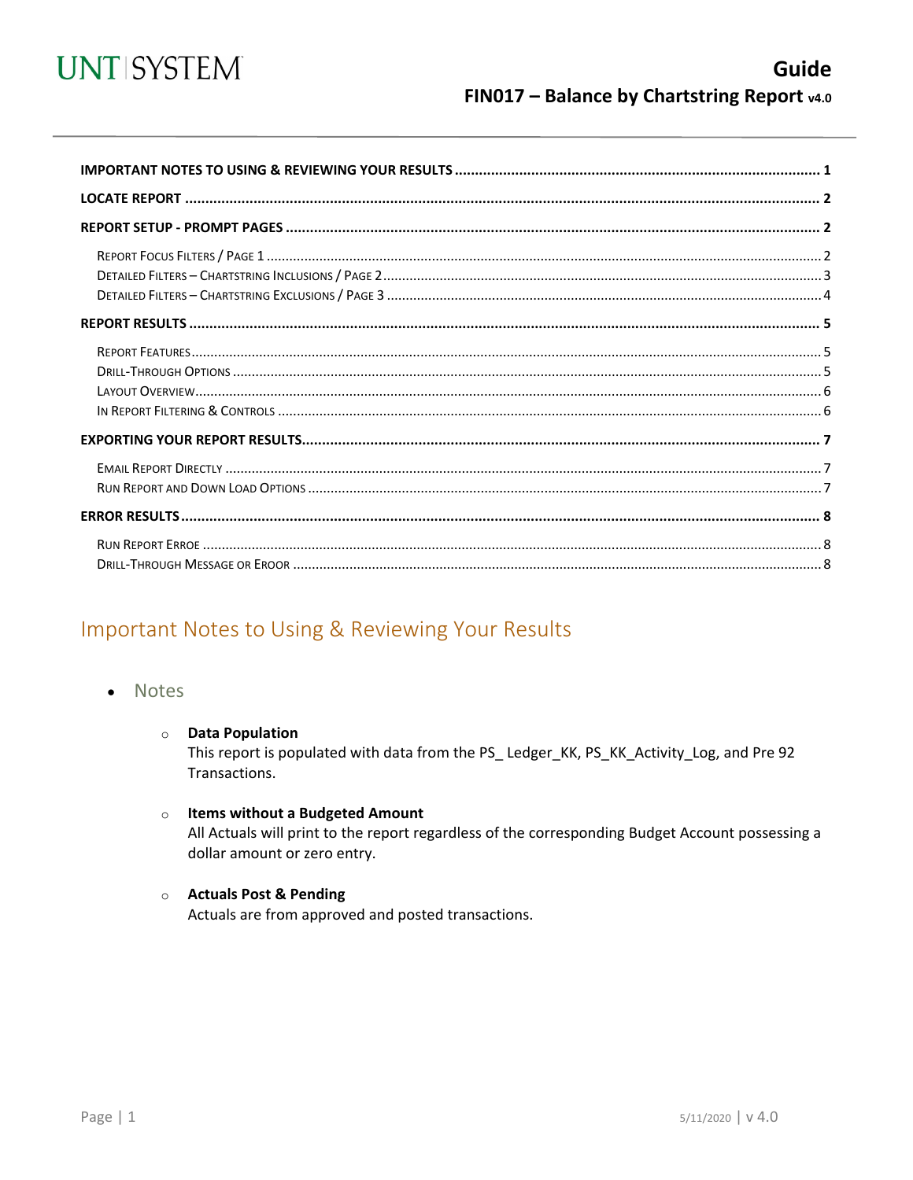# Guide
## FIN017 – Balance by Chartstring Report v4.0

**IMPORTANT NOTES TO USING & REVIEWING YOUR RESULTS** .......... 1

**LOCATE REPORT** .......... 2

**REPORT SETUP - PROMPT PAGES** .......... 2

- Report Focus Filters / Page 1 .......... 2
- Detailed Filters – Chartstring Inclusions / Page 2 .......... 3
- Detailed Filters – Chartstring Exclusions / Page 3 .......... 4

**REPORT RESULTS** .......... 5

- Report Features .......... 5
- Drill-Through Options .......... 5
- Layout Overview .......... 6
- In Report Filtering & Controls .......... 6

**EXPORTING YOUR REPORT RESULTS** .......... 7

- Email Report Directly .......... 7
- Run Report and Down Load Options .......... 7

**ERROR RESULTS** .......... 8

- Run Report Erroe .......... 8
- Drill-Through Message or Eroor .......... 8

## Important Notes to Using & Reviewing Your Results

- Notes
  - **Data Population**
    This report is populated with data from the PS_ Ledger_KK, PS_KK_Activity_Log, and Pre 92 Transactions.
  - **Items without a Budgeted Amount**
    All Actuals will print to the report regardless of the corresponding Budget Account possessing a dollar amount or zero entry.
  - **Actuals Post & Pending**
    Actuals are from approved and posted transactions.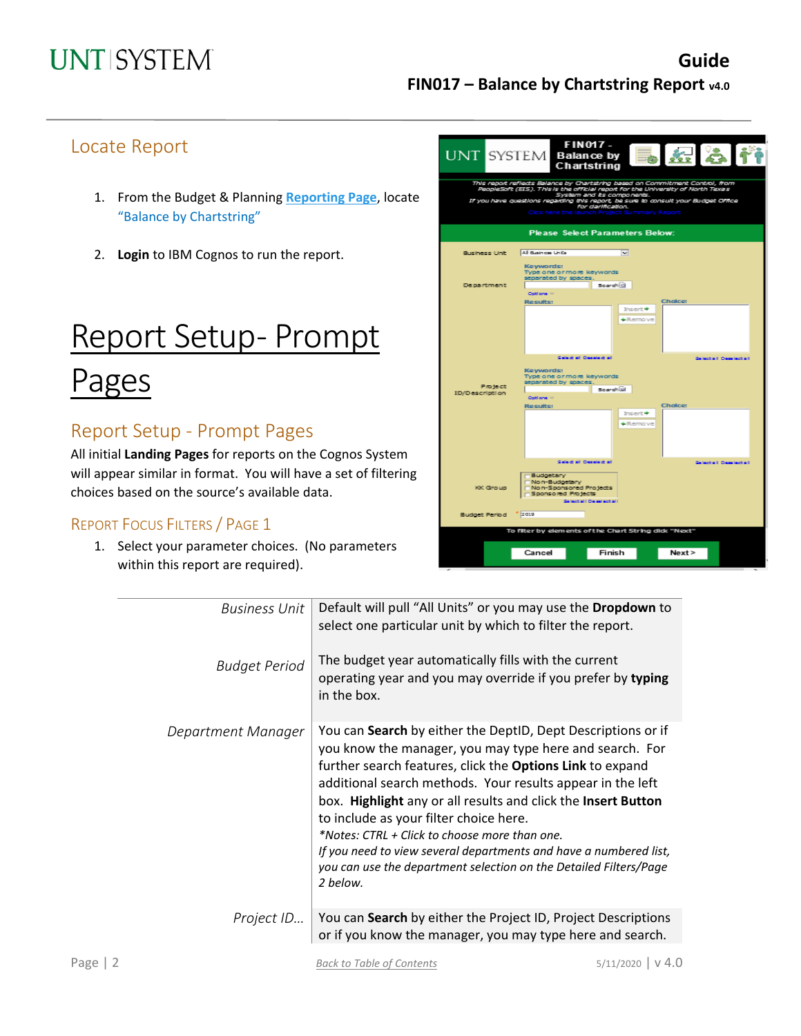## Locate Report

1. From the Budget & Planning **Reporting Page**, locate "Balance by Chartstring"
2. **Login** to IBM Cognos to run the report.

# Report Setup- Prompt Pages

## Report Setup - Prompt Pages

All initial **Landing Pages** for reports on the Cognos System will appear similar in format. You will have a set of filtering choices based on the source's available data.

### Report Focus Filters / Page 1

1. Select your parameter choices. (No parameters within this report are required).

| | |
|---|---|
| *Business Unit* | Default will pull "All Units" or you may use the **Dropdown** to select one particular unit by which to filter the report. |
| *Budget Period* | The budget year automatically fills with the current operating year and you may override if you prefer by **typing** in the box. |
| *Department Manager* | You can **Search** by either the DeptID, Dept Descriptions or if you know the manager, you may type here and search. For further search features, click the **Options Link** to expand additional search methods. Your results appear in the left box. **Highlight** any or all results and click the **Insert Button** to include as your filter choice here. *\*Notes: CTRL + Click to choose more than one. If you need to view several departments and have a numbered list, you can use the department selection on the Detailed Filters/Page 2 below.* |
| *Project ID…* | You can **Search** by either the Project ID, Project Descriptions or if you know the manager, you may type here and search. |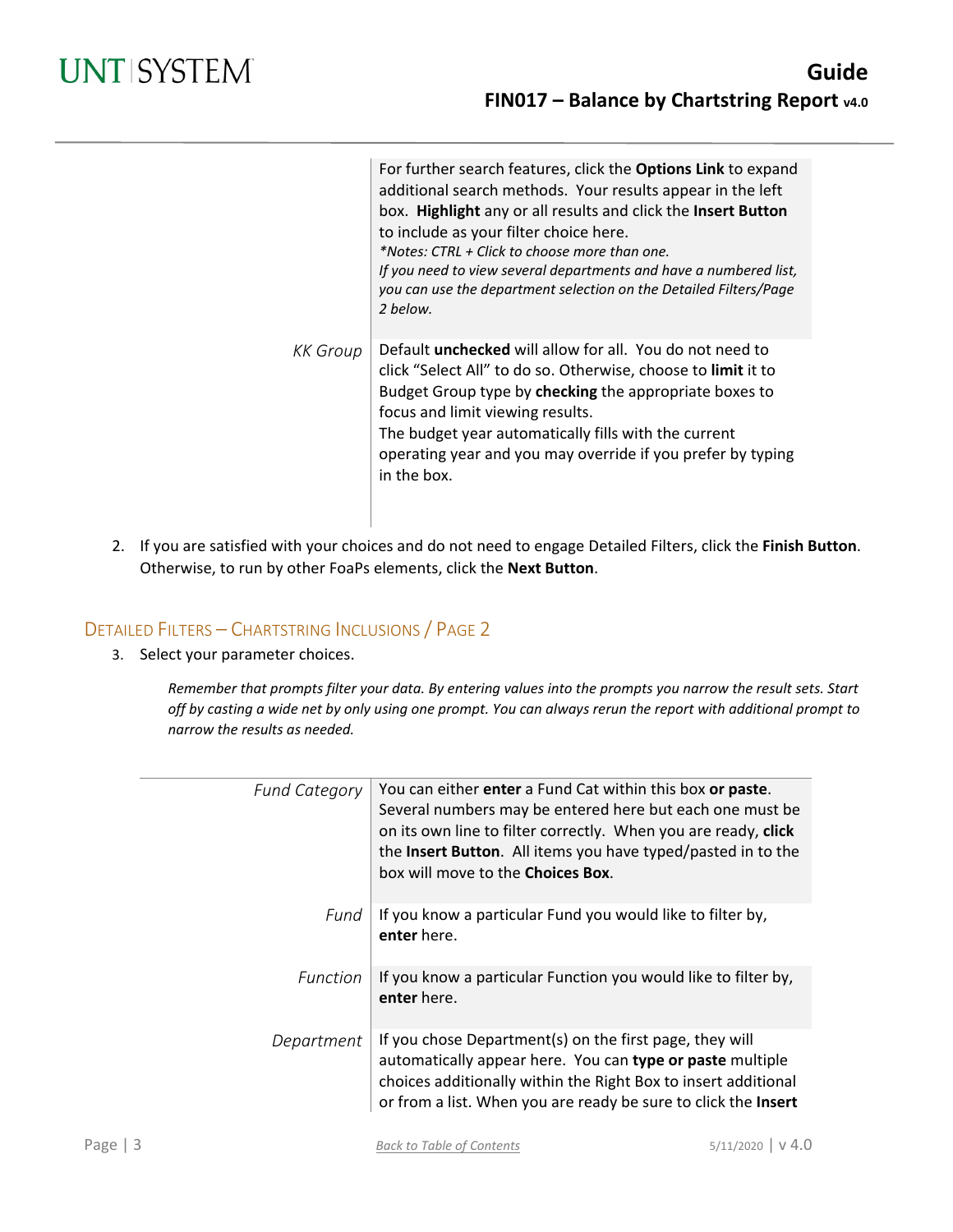| | |
|---|---|
| | For further search features, click the **Options Link** to expand additional search methods. Your results appear in the left box. **Highlight** any or all results and click the **Insert Button** to include as your filter choice here.<br>*\*Notes: CTRL + Click to choose more than one.*<br>*If you need to view several departments and have a numbered list, you can use the department selection on the Detailed Filters/Page 2 below.* |
| *KK Group* | Default **unchecked** will allow for all. You do not need to click "Select All" to do so. Otherwise, choose to **limit** it to Budget Group type by **checking** the appropriate boxes to focus and limit viewing results.<br>The budget year automatically fills with the current operating year and you may override if you prefer by typing in the box. |

2. If you are satisfied with your choices and do not need to engage Detailed Filters, click the **Finish Button**. Otherwise, to run by other FoaPs elements, click the **Next Button**.

## Detailed Filters – Chartstring Inclusions / Page 2

3. Select your parameter choices.

   *Remember that prompts filter your data. By entering values into the prompts you narrow the result sets. Start off by casting a wide net by only using one prompt. You can always rerun the report with additional prompt to narrow the results as needed.*

| | |
|---|---|
| *Fund Category* | You can either **enter** a Fund Cat within this box **or paste**. Several numbers may be entered here but each one must be on its own line to filter correctly. When you are ready, **click** the **Insert Button**. All items you have typed/pasted in to the box will move to the **Choices Box**. |
| *Fund* | If you know a particular Fund you would like to filter by, **enter** here. |
| *Function* | If you know a particular Function you would like to filter by, **enter** here. |
| *Department* | If you chose Department(s) on the first page, they will automatically appear here. You can **type or paste** multiple choices additionally within the Right Box to insert additional or from a list. When you are ready be sure to click the **Insert** |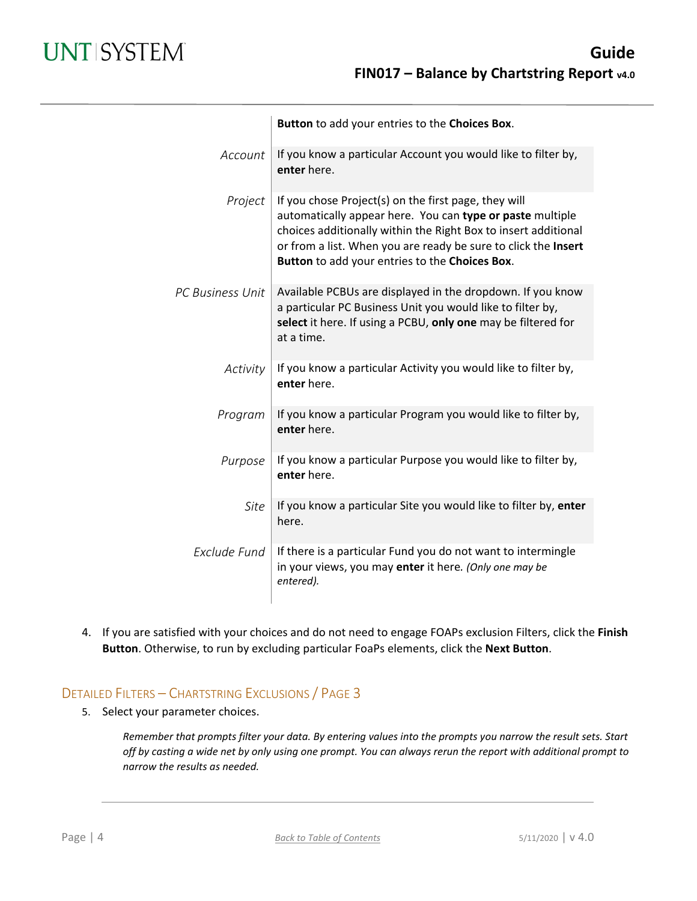| | |
|---|---|
| | **Button** to add your entries to the **Choices Box**. |
| *Account* | If you know a particular Account you would like to filter by, **enter** here. |
| *Project* | If you chose Project(s) on the first page, they will automatically appear here. You can **type or paste** multiple choices additionally within the Right Box to insert additional or from a list. When you are ready be sure to click the **Insert Button** to add your entries to the **Choices Box**. |
| *PC Business Unit* | Available PCBUs are displayed in the dropdown. If you know a particular PC Business Unit you would like to filter by, **select** it here. If using a PCBU, **only one** may be filtered for at a time. |
| *Activity* | If you know a particular Activity you would like to filter by, **enter** here. |
| *Program* | If you know a particular Program you would like to filter by, **enter** here. |
| *Purpose* | If you know a particular Purpose you would like to filter by, **enter** here. |
| *Site* | If you know a particular Site you would like to filter by, **enter** here. |
| *Exclude Fund* | If there is a particular Fund you do not want to intermingle in your views, you may **enter** it here. *(Only one may be entered).* |

4. If you are satisfied with your choices and do not need to engage FOAPs exclusion Filters, click the **Finish Button**. Otherwise, to run by excluding particular FoaPs elements, click the **Next Button**.

## Detailed Filters – Chartstring Exclusions / Page 3

5. Select your parameter choices.

   *Remember that prompts filter your data. By entering values into the prompts you narrow the result sets. Start off by casting a wide net by only using one prompt. You can always rerun the report with additional prompt to narrow the results as needed.*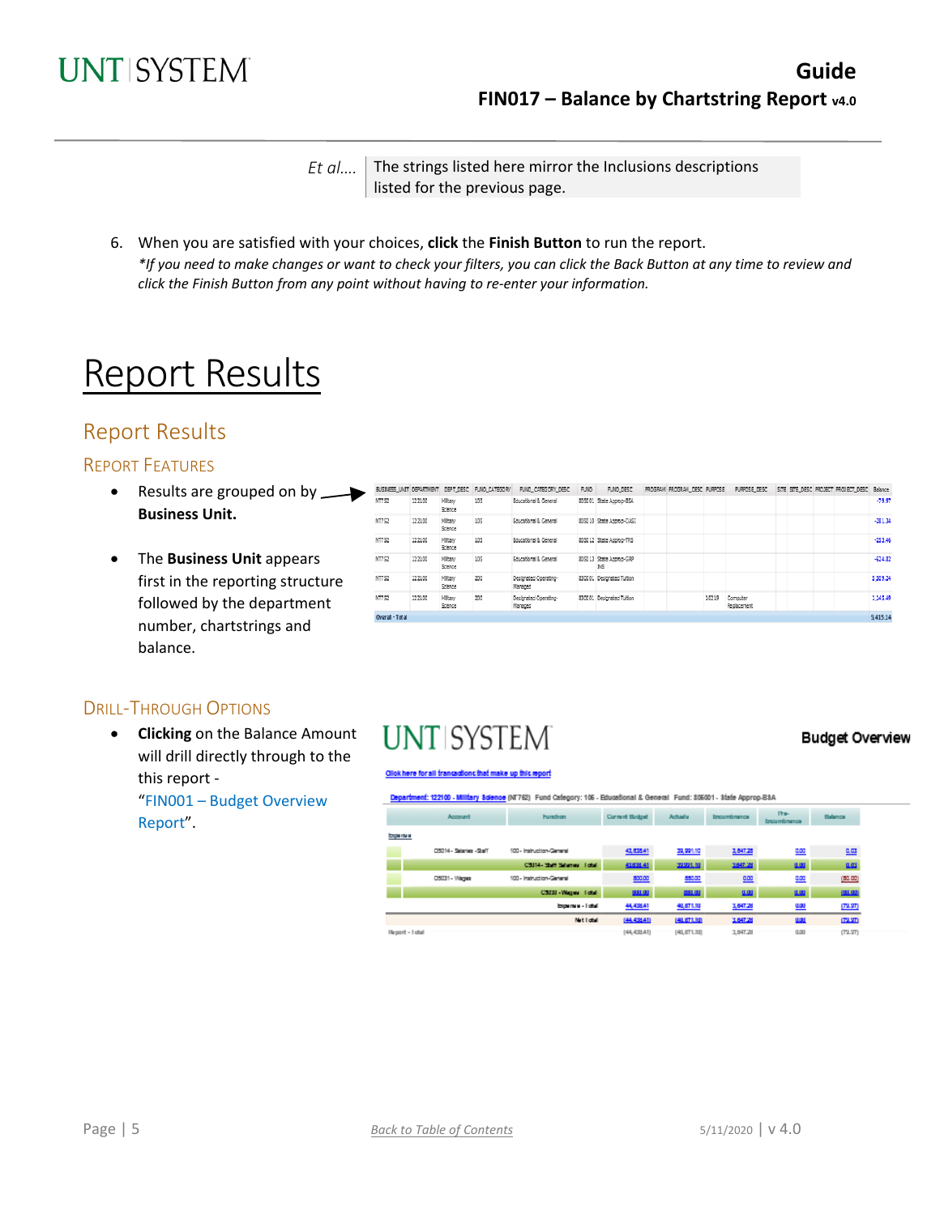| Et al…. | The strings listed here mirror the Inclusions descriptions listed for the previous page. |
|---|---|

6. When you are satisfied with your choices, **click** the **Finish Button** to run the report.
   *\*If you need to make changes or want to check your filters, you can click the Back Button at any time to review and click the Finish Button from any point without having to re-enter your information.*

# Report Results

## Report Results

### Report Features

- Results are grouped on by **Business Unit.**
- The **Business Unit** appears first in the reporting structure followed by the department number, chartstrings and balance.

### Drill-Through Options

- **Clicking** on the Balance Amount will drill directly through to the this report - "FIN001 – Budget Overview Report".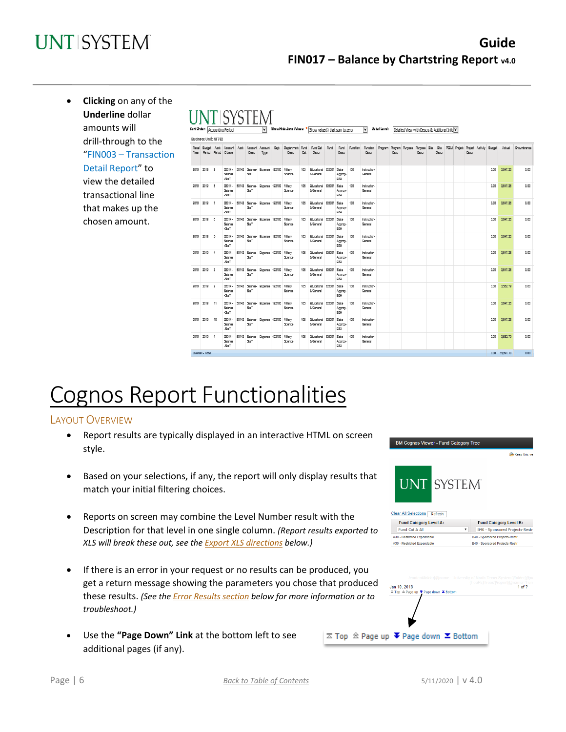- **Clicking** on any of the **Underline** dollar amounts will drill-through to the "FIN003 – Transaction Detail Report" to view the detailed transactional line that makes up the chosen amount.

# Cognos Report Functionalities

## Layout Overview

- Report results are typically displayed in an interactive HTML on screen style.
- Based on your selections, if any, the report will only display results that match your initial filtering choices.
- Reports on screen may combine the Level Number result with the Description for that level in one single column. *(Report results exported to XLS will break these out, see the Export XLS directions below.)*
- If there is an error in your request or no results can be produced, you get a return message showing the parameters you chose that produced these results. *(See the Error Results section below for more information or to troubleshoot.)*
- Use the **"Page Down" Link** at the bottom left to see additional pages (if any).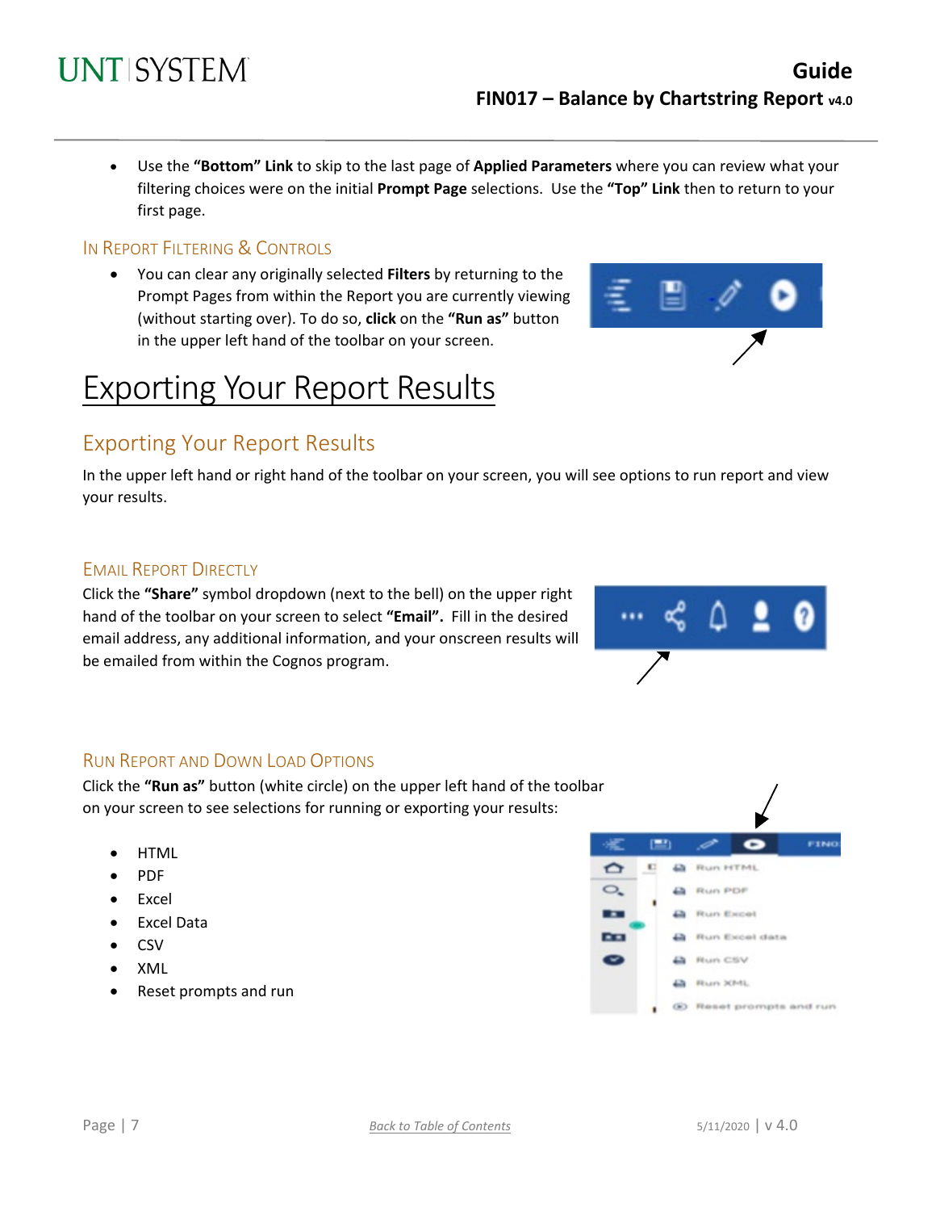- Use the **"Bottom" Link** to skip to the last page of **Applied Parameters** where you can review what your filtering choices were on the initial **Prompt Page** selections. Use the **"Top" Link** then to return to your first page.

### In Report Filtering & Controls

- You can clear any originally selected **Filters** by returning to the Prompt Pages from within the Report you are currently viewing (without starting over). To do so, **click** on the **"Run as"** button in the upper left hand of the toolbar on your screen.

# Exporting Your Report Results

## Exporting Your Report Results

In the upper left hand or right hand of the toolbar on your screen, you will see options to run report and view your results.

### Email Report Directly

Click the **"Share"** symbol dropdown (next to the bell) on the upper right hand of the toolbar on your screen to select **"Email"**. Fill in the desired email address, any additional information, and your onscreen results will be emailed from within the Cognos program.

### Run Report and Down Load Options

Click the **"Run as"** button (white circle) on the upper left hand of the toolbar on your screen to see selections for running or exporting your results:

- HTML
- PDF
- Excel
- Excel Data
- CSV
- XML
- Reset prompts and run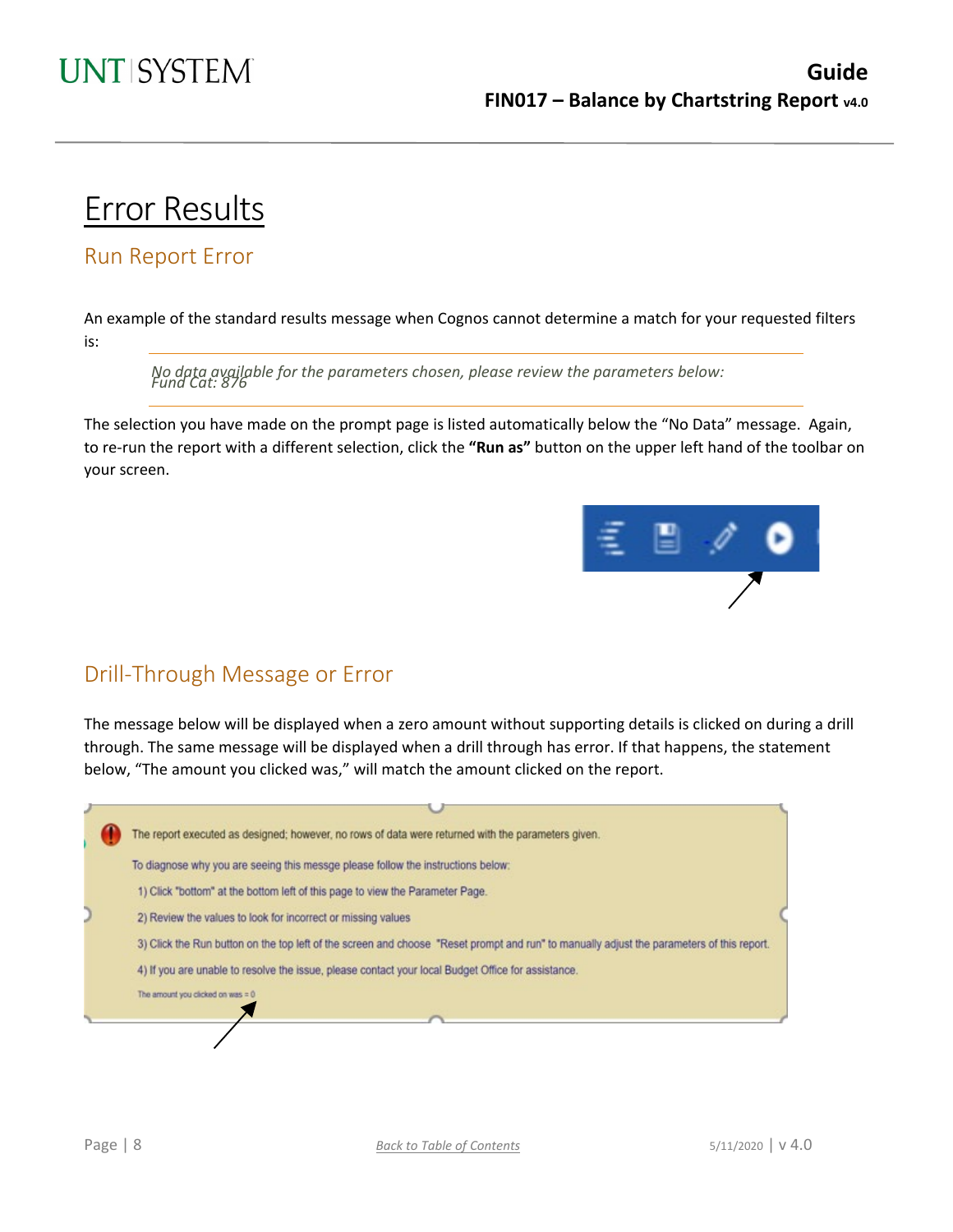# Error Results

## Run Report Error

An example of the standard results message when Cognos cannot determine a match for your requested filters is:

*No data available for the parameters chosen, please review the parameters below:*
*Fund Cat: 876*

The selection you have made on the prompt page is listed automatically below the "No Data" message. Again, to re-run the report with a different selection, click the **"Run as"** button on the upper left hand of the toolbar on your screen.

## Drill-Through Message or Error

The message below will be displayed when a zero amount without supporting details is clicked on during a drill through. The same message will be displayed when a drill through has error. If that happens, the statement below, "The amount you clicked was," will match the amount clicked on the report.

The report executed as designed; however, no rows of data were returned with the parameters given.

To diagnose why you are seeing this messge please follow the instructions below:

1) Click "bottom" at the bottom left of this page to view the Parameter Page.

2) Review the values to look for incorrect or missing values

3) Click the Run button on the top left of the screen and choose "Reset prompt and run" to manually adjust the parameters of this report.

4) If you are unable to resolve the issue, please contact your local Budget Office for assistance.

The amount you clicked on was = 0